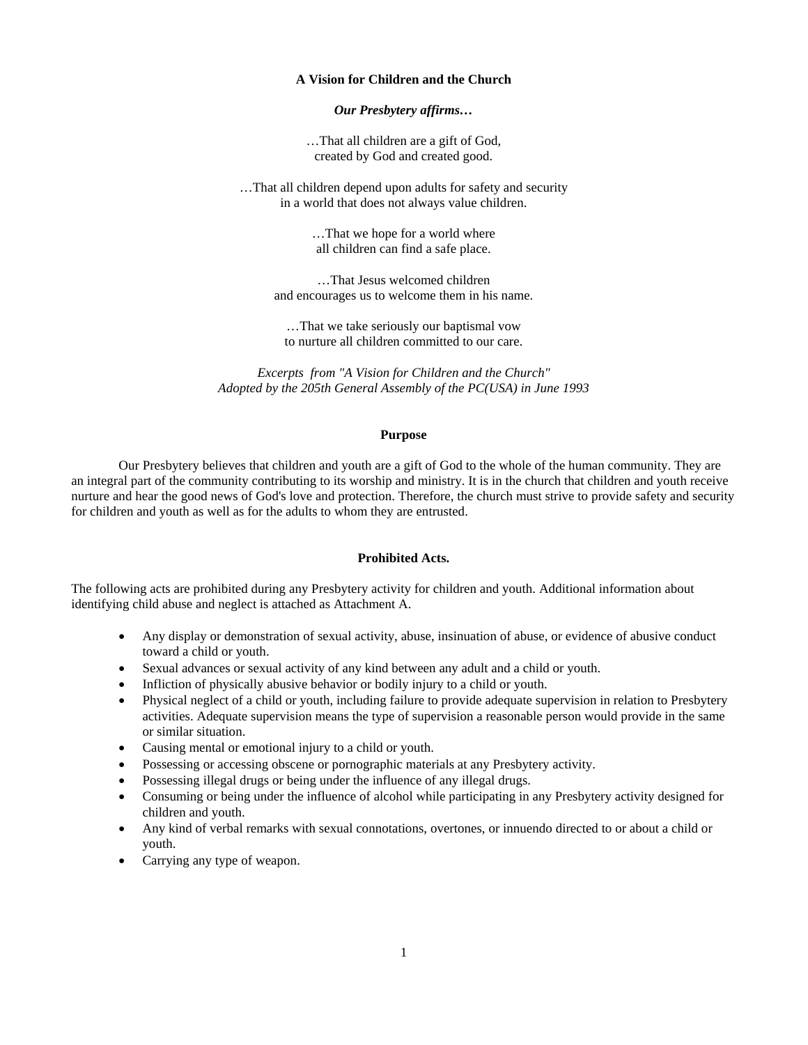## A Vision for Children and the Church

***Our Presbytery affirms…***

…That all children are a gift of God,
created by God and created good.

…That all children depend upon adults for safety and security
in a world that does not always value children.

…That we hope for a world where
all children can find a safe place.

…That Jesus welcomed children
and encourages us to welcome them in his name.

…That we take seriously our baptismal vow
to nurture all children committed to our care.

*Excerpts from "A Vision for Children and the Church"*
*Adopted by the 205th General Assembly of the PC(USA) in June 1993*

## Purpose

Our Presbytery believes that children and youth are a gift of God to the whole of the human community. They are an integral part of the community contributing to its worship and ministry. It is in the church that children and youth receive nurture and hear the good news of God's love and protection. Therefore, the church must strive to provide safety and security for children and youth as well as for the adults to whom they are entrusted.

## Prohibited Acts.

The following acts are prohibited during any Presbytery activity for children and youth. Additional information about identifying child abuse and neglect is attached as Attachment A.

- Any display or demonstration of sexual activity, abuse, insinuation of abuse, or evidence of abusive conduct toward a child or youth.
- Sexual advances or sexual activity of any kind between any adult and a child or youth.
- Infliction of physically abusive behavior or bodily injury to a child or youth.
- Physical neglect of a child or youth, including failure to provide adequate supervision in relation to Presbytery activities. Adequate supervision means the type of supervision a reasonable person would provide in the same or similar situation.
- Causing mental or emotional injury to a child or youth.
- Possessing or accessing obscene or pornographic materials at any Presbytery activity.
- Possessing illegal drugs or being under the influence of any illegal drugs.
- Consuming or being under the influence of alcohol while participating in any Presbytery activity designed for children and youth.
- Any kind of verbal remarks with sexual connotations, overtones, or innuendo directed to or about a child or youth.
- Carrying any type of weapon.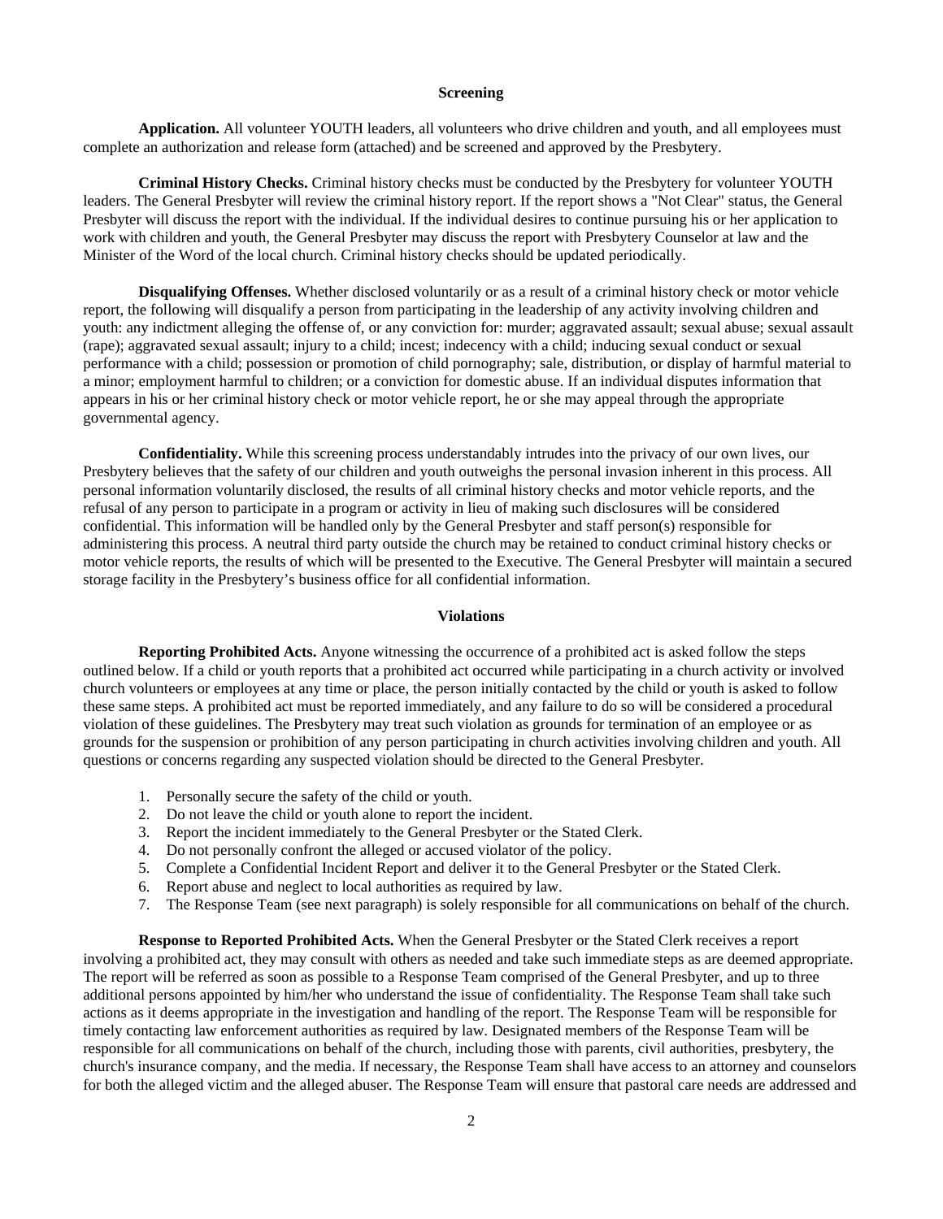## Screening

**Application.** All volunteer YOUTH leaders, all volunteers who drive children and youth, and all employees must complete an authorization and release form (attached) and be screened and approved by the Presbytery.

**Criminal History Checks.** Criminal history checks must be conducted by the Presbytery for volunteer YOUTH leaders. The General Presbyter will review the criminal history report. If the report shows a "Not Clear" status, the General Presbyter will discuss the report with the individual. If the individual desires to continue pursuing his or her application to work with children and youth, the General Presbyter may discuss the report with Presbytery Counselor at law and the Minister of the Word of the local church. Criminal history checks should be updated periodically.

**Disqualifying Offenses.** Whether disclosed voluntarily or as a result of a criminal history check or motor vehicle report, the following will disqualify a person from participating in the leadership of any activity involving children and youth: any indictment alleging the offense of, or any conviction for: murder; aggravated assault; sexual abuse; sexual assault (rape); aggravated sexual assault; injury to a child; incest; indecency with a child; inducing sexual conduct or sexual performance with a child; possession or promotion of child pornography; sale, distribution, or display of harmful material to a minor; employment harmful to children; or a conviction for domestic abuse. If an individual disputes information that appears in his or her criminal history check or motor vehicle report, he or she may appeal through the appropriate governmental agency.

**Confidentiality.** While this screening process understandably intrudes into the privacy of our own lives, our Presbytery believes that the safety of our children and youth outweighs the personal invasion inherent in this process. All personal information voluntarily disclosed, the results of all criminal history checks and motor vehicle reports, and the refusal of any person to participate in a program or activity in lieu of making such disclosures will be considered confidential. This information will be handled only by the General Presbyter and staff person(s) responsible for administering this process. A neutral third party outside the church may be retained to conduct criminal history checks or motor vehicle reports, the results of which will be presented to the Executive. The General Presbyter will maintain a secured storage facility in the Presbytery's business office for all confidential information.

## Violations

**Reporting Prohibited Acts.** Anyone witnessing the occurrence of a prohibited act is asked follow the steps outlined below. If a child or youth reports that a prohibited act occurred while participating in a church activity or involved church volunteers or employees at any time or place, the person initially contacted by the child or youth is asked to follow these same steps. A prohibited act must be reported immediately, and any failure to do so will be considered a procedural violation of these guidelines. The Presbytery may treat such violation as grounds for termination of an employee or as grounds for the suspension or prohibition of any person participating in church activities involving children and youth. All questions or concerns regarding any suspected violation should be directed to the General Presbyter.

1. Personally secure the safety of the child or youth.
2. Do not leave the child or youth alone to report the incident.
3. Report the incident immediately to the General Presbyter or the Stated Clerk.
4. Do not personally confront the alleged or accused violator of the policy.
5. Complete a Confidential Incident Report and deliver it to the General Presbyter or the Stated Clerk.
6. Report abuse and neglect to local authorities as required by law.
7. The Response Team (see next paragraph) is solely responsible for all communications on behalf of the church.

**Response to Reported Prohibited Acts.** When the General Presbyter or the Stated Clerk receives a report involving a prohibited act, they may consult with others as needed and take such immediate steps as are deemed appropriate. The report will be referred as soon as possible to a Response Team comprised of the General Presbyter, and up to three additional persons appointed by him/her who understand the issue of confidentiality. The Response Team shall take such actions as it deems appropriate in the investigation and handling of the report. The Response Team will be responsible for timely contacting law enforcement authorities as required by law. Designated members of the Response Team will be responsible for all communications on behalf of the church, including those with parents, civil authorities, presbytery, the church's insurance company, and the media. If necessary, the Response Team shall have access to an attorney and counselors for both the alleged victim and the alleged abuser. The Response Team will ensure that pastoral care needs are addressed and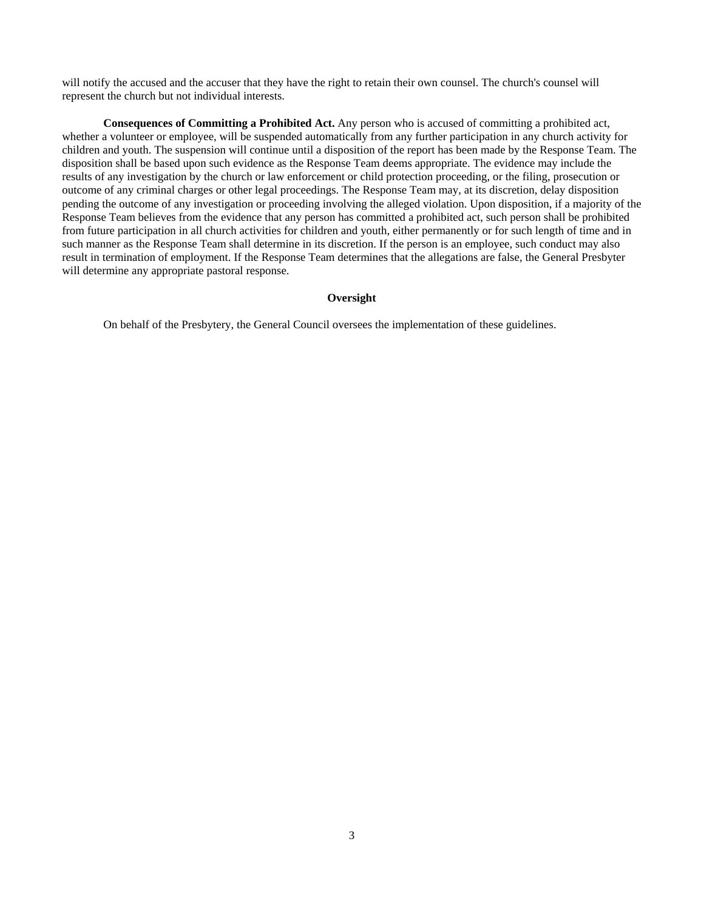will notify the accused and the accuser that they have the right to retain their own counsel. The church's counsel will represent the church but not individual interests.

**Consequences of Committing a Prohibited Act.** Any person who is accused of committing a prohibited act, whether a volunteer or employee, will be suspended automatically from any further participation in any church activity for children and youth. The suspension will continue until a disposition of the report has been made by the Response Team. The disposition shall be based upon such evidence as the Response Team deems appropriate. The evidence may include the results of any investigation by the church or law enforcement or child protection proceeding, or the filing, prosecution or outcome of any criminal charges or other legal proceedings. The Response Team may, at its discretion, delay disposition pending the outcome of any investigation or proceeding involving the alleged violation. Upon disposition, if a majority of the Response Team believes from the evidence that any person has committed a prohibited act, such person shall be prohibited from future participation in all church activities for children and youth, either permanently or for such length of time and in such manner as the Response Team shall determine in its discretion. If the person is an employee, such conduct may also result in termination of employment. If the Response Team determines that the allegations are false, the General Presbyter will determine any appropriate pastoral response.

## Oversight

On behalf of the Presbytery, the General Council oversees the implementation of these guidelines.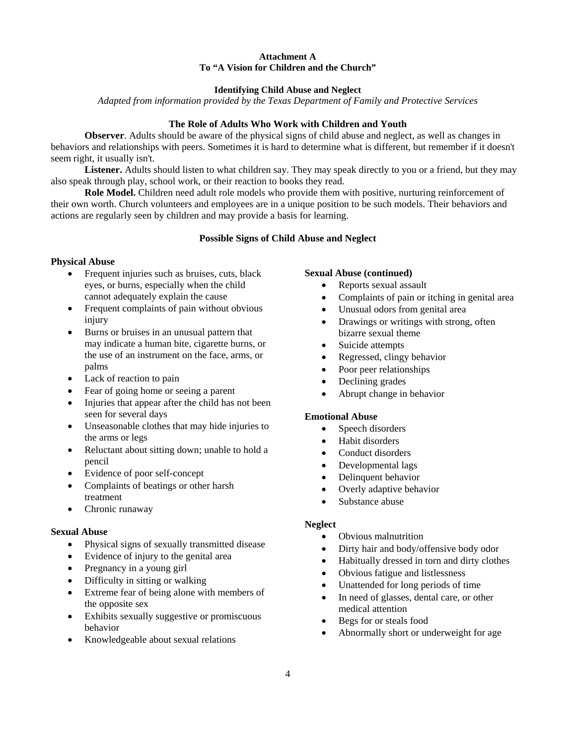**Attachment A**
**To "A Vision for Children and the Church"**

**Identifying Child Abuse and Neglect**
*Adapted from information provided by the Texas Department of Family and Protective Services*

### The Role of Adults Who Work with Children and Youth

**Observer**. Adults should be aware of the physical signs of child abuse and neglect, as well as changes in behaviors and relationships with peers. Sometimes it is hard to determine what is different, but remember if it doesn't seem right, it usually isn't.

**Listener.** Adults should listen to what children say. They may speak directly to you or a friend, but they may also speak through play, school work, or their reaction to books they read.

**Role Model.** Children need adult role models who provide them with positive, nurturing reinforcement of their own worth. Church volunteers and employees are in a unique position to be such models. Their behaviors and actions are regularly seen by children and may provide a basis for learning.

### Possible Signs of Child Abuse and Neglect

**Physical Abuse**

- Frequent injuries such as bruises, cuts, black eyes, or burns, especially when the child cannot adequately explain the cause
- Frequent complaints of pain without obvious injury
- Burns or bruises in an unusual pattern that may indicate a human bite, cigarette burns, or the use of an instrument on the face, arms, or palms
- Lack of reaction to pain
- Fear of going home or seeing a parent
- Injuries that appear after the child has not been seen for several days
- Unseasonable clothes that may hide injuries to the arms or legs
- Reluctant about sitting down; unable to hold a pencil
- Evidence of poor self-concept
- Complaints of beatings or other harsh treatment
- Chronic runaway

**Sexual Abuse**

- Physical signs of sexually transmitted disease
- Evidence of injury to the genital area
- Pregnancy in a young girl
- Difficulty in sitting or walking
- Extreme fear of being alone with members of the opposite sex
- Exhibits sexually suggestive or promiscuous behavior
- Knowledgeable about sexual relations

**Sexual Abuse (continued)**

- Reports sexual assault
- Complaints of pain or itching in genital area
- Unusual odors from genital area
- Drawings or writings with strong, often bizarre sexual theme
- Suicide attempts
- Regressed, clingy behavior
- Poor peer relationships
- Declining grades
- Abrupt change in behavior

**Emotional Abuse**

- Speech disorders
- Habit disorders
- Conduct disorders
- Developmental lags
- Delinquent behavior
- Overly adaptive behavior
- Substance abuse

**Neglect**

- Obvious malnutrition
- Dirty hair and body/offensive body odor
- Habitually dressed in torn and dirty clothes
- Obvious fatigue and listlessness
- Unattended for long periods of time
- In need of glasses, dental care, or other medical attention
- Begs for or steals food
- Abnormally short or underweight for age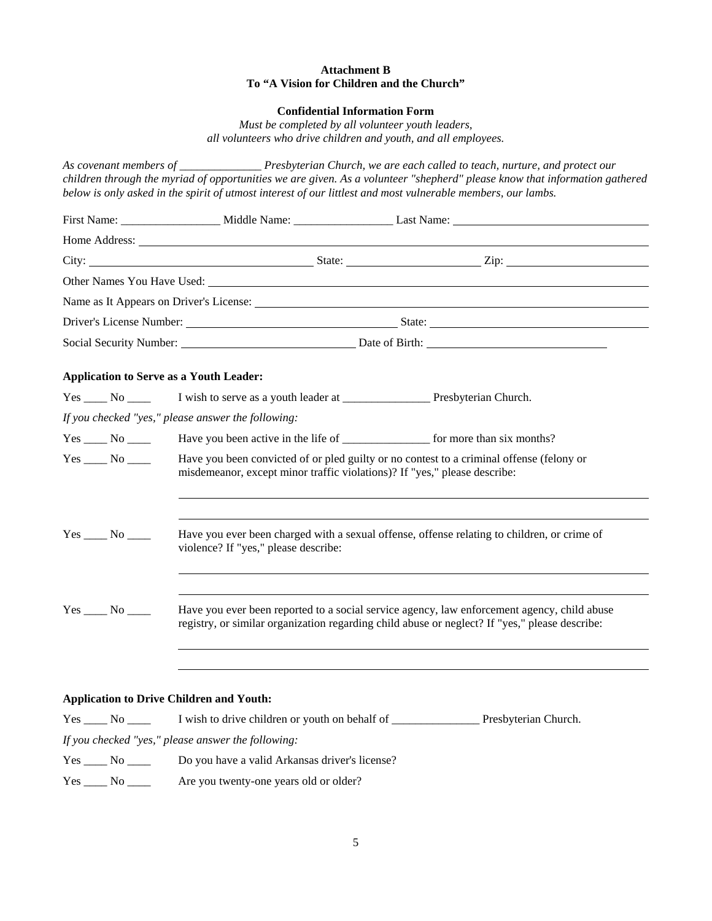**Attachment B**
**To "A Vision for Children and the Church"**

**Confidential Information Form**

*Must be completed by all volunteer youth leaders,*
*all volunteers who drive children and youth, and all employees.*

*As covenant members of ______________ Presbyterian Church, we are each called to teach, nurture, and protect our children through the myriad of opportunities we are given. As a volunteer "shepherd" please know that information gathered below is only asked in the spirit of utmost interest of our littlest and most vulnerable members, our lambs.*

First Name: _________________ Middle Name: _________________ Last Name: ________________________________

Home Address: ________________________________________________________________________________

City: ______________________________________ State: ______________________ Zip: ______________________

Other Names You Have Used: ________________________________________________________________________

Name as It Appears on Driver's License: _________________________________________________________

Driver's License Number: __________________________________ State: ____________________________________

Social Security Number: ______________________________ Date of Birth: ______________________________

**Application to Serve as a Youth Leader:**

Yes ____ No ____ I wish to serve as a youth leader at _______________ Presbyterian Church.

*If you checked "yes," please answer the following:*

Yes ____ No ____ Have you been active in the life of _______________ for more than six months?

Yes ____ No ____ Have you been convicted of or pled guilty or no contest to a criminal offense (felony or misdemeanor, except minor traffic violations)? If "yes," please describe:

______________________________________________________________________________

______________________________________________________________________________

Yes ____ No ____ Have you ever been charged with a sexual offense, offense relating to children, or crime of violence? If "yes," please describe:

______________________________________________________________________________

______________________________________________________________________________

Yes ____ No ____ Have you ever been reported to a social service agency, law enforcement agency, child abuse registry, or similar organization regarding child abuse or neglect? If "yes," please describe:

______________________________________________________________________________

______________________________________________________________________________

**Application to Drive Children and Youth:**

Yes ____ No ____ I wish to drive children or youth on behalf of _______________ Presbyterian Church.

*If you checked "yes," please answer the following:*

Yes ____ No ____ Do you have a valid Arkansas driver's license?

Yes ____ No ____ Are you twenty-one years old or older?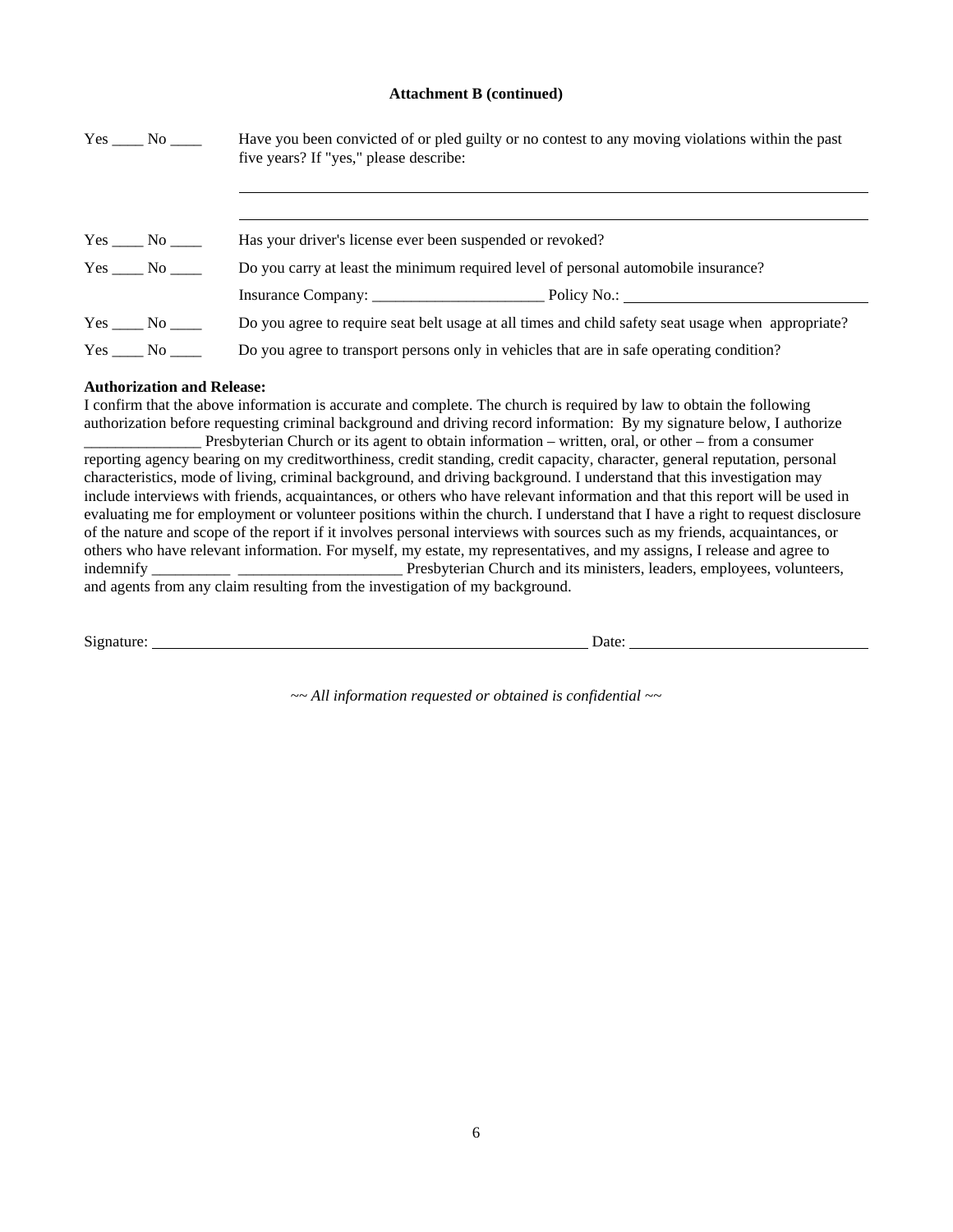**Attachment B (continued)**

Yes ____ No ____  Have you been convicted of or pled guilty or no contest to any moving violations within the past five years? If "yes," please describe:

______________________________________________________________________________

______________________________________________________________________________

Yes ____ No ____  Has your driver's license ever been suspended or revoked?

Yes ____ No ____  Do you carry at least the minimum required level of personal automobile insurance?

Insurance Company: ______________________ Policy No.: ______________________________

Yes ____ No ____  Do you agree to require seat belt usage at all times and child safety seat usage when appropriate?

Yes ____ No ____  Do you agree to transport persons only in vehicles that are in safe operating condition?

**Authorization and Release:**

I confirm that the above information is accurate and complete. The church is required by law to obtain the following authorization before requesting criminal background and driving record information: By my signature below, I authorize _______________ Presbyterian Church or its agent to obtain information – written, oral, or other – from a consumer reporting agency bearing on my creditworthiness, credit standing, credit capacity, character, general reputation, personal characteristics, mode of living, criminal background, and driving background. I understand that this investigation may include interviews with friends, acquaintances, or others who have relevant information and that this report will be used in evaluating me for employment or volunteer positions within the church. I understand that I have a right to request disclosure of the nature and scope of the report if it involves personal interviews with sources such as my friends, acquaintances, or others who have relevant information. For myself, my estate, my representatives, and my assigns, I release and agree to indemnify __________ _____________________ Presbyterian Church and its ministers, leaders, employees, volunteers, and agents from any claim resulting from the investigation of my background.

Signature: ___________________________________________________ Date: ___________________________

*~~ All information requested or obtained is confidential ~~*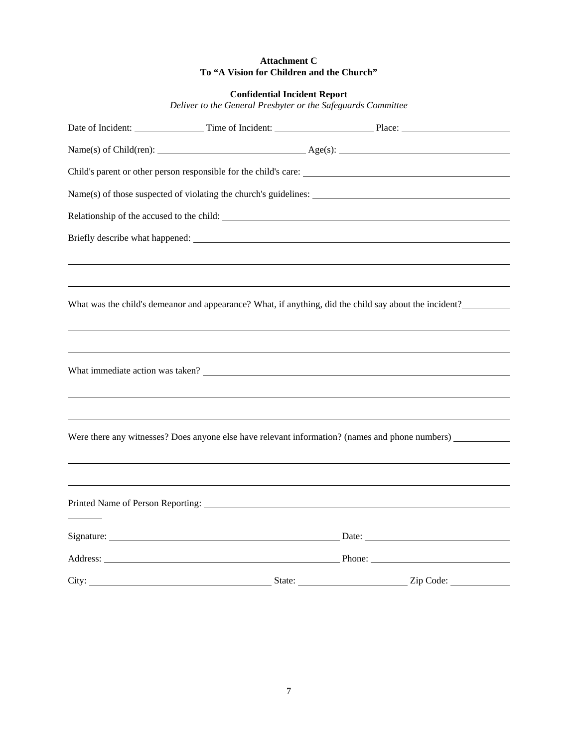**Attachment C**
**To "A Vision for Children and the Church"**

**Confidential Incident Report**
*Deliver to the General Presbyter or the Safeguards Committee*

Date of Incident: ______________ Time of Incident: ____________________ Place: ______________________

Name(s) of Child(ren): ______________________________ Age(s): ___________________________________

Child's parent or other person responsible for the child's care: __________________________________________

Name(s) of those suspected of violating the church's guidelines: _________________________________________

Relationship of the accused to the child: ____________________________________________________________

Briefly describe what happened: ____________________________________________________________________

_______________________________________________________________________________________________

_______________________________________________________________________________________________

What was the child's demeanor and appearance? What, if anything, did the child say about the incident? _________

_______________________________________________________________________________________________

_______________________________________________________________________________________________

What immediate action was taken? ___________________________________________________________________

_______________________________________________________________________________________________

_______________________________________________________________________________________________

Were there any witnesses? Does anyone else have relevant information? (names and phone numbers) ___________

_______________________________________________________________________________________________

_______________________________________________________________________________________________

Printed Name of Person Reporting: ___________________________________________________________________

_______

Signature: _______________________________________________ Date: ____________________________

Address: ________________________________________________ Phone: ___________________________

City: ___________________________________ State: ______________________ Zip Code: ____________